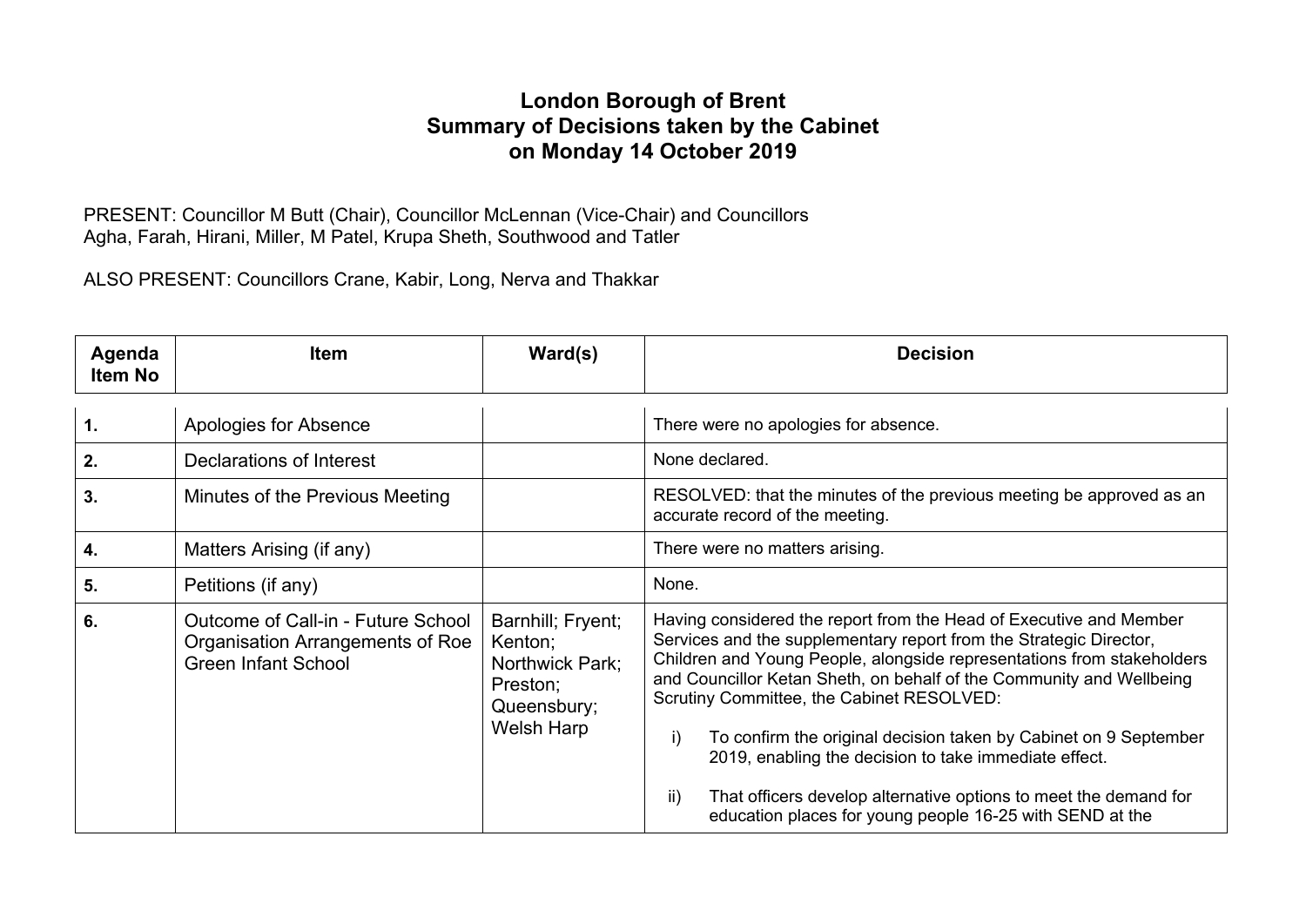# London Borough of Brent
## Summary of Decisions taken by the Cabinet
## on Monday 14 October 2019

PRESENT: Councillor M Butt (Chair), Councillor McLennan (Vice-Chair) and Councillors Agha, Farah, Hirani, Miller, M Patel, Krupa Sheth, Southwood and Tatler

ALSO PRESENT: Councillors Crane, Kabir, Long, Nerva and Thakkar

| Agenda Item No | Item | Ward(s) | Decision |
|---|---|---|---|
| **1.** | Apologies for Absence | | There were no apologies for absence. |
| **2.** | Declarations of Interest | | None declared. |
| **3.** | Minutes of the Previous Meeting | | RESOLVED: that the minutes of the previous meeting be approved as an accurate record of the meeting. |
| **4.** | Matters Arising (if any) | | There were no matters arising. |
| **5.** | Petitions (if any) | | None. |
| **6.** | Outcome of Call-in - Future School Organisation Arrangements of Roe Green Infant School | Barnhill; Fryent; Kenton; Northwick Park; Preston; Queensbury; Welsh Harp | Having considered the report from the Head of Executive and Member Services and the supplementary report from the Strategic Director, Children and Young People, alongside representations from stakeholders and Councillor Ketan Sheth, on behalf of the Community and Wellbeing Scrutiny Committee, the Cabinet RESOLVED:<br><br>i) To confirm the original decision taken by Cabinet on 9 September 2019, enabling the decision to take immediate effect.<br><br>ii) That officers develop alternative options to meet the demand for education places for young people 16-25 with SEND at the |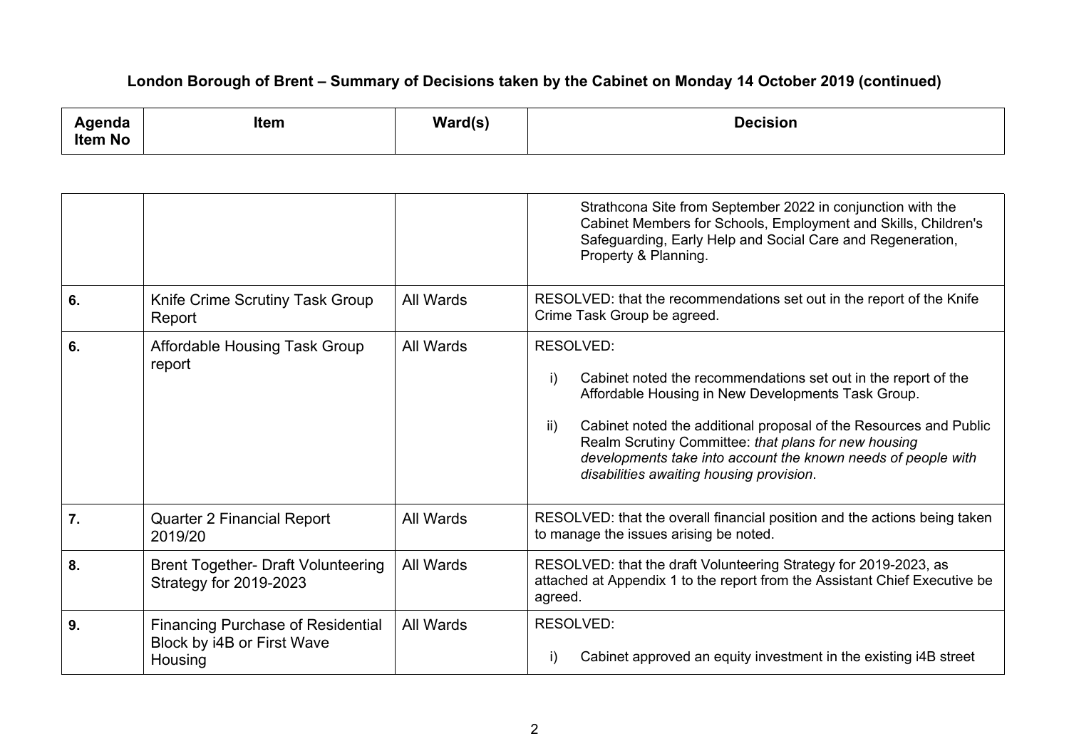**London Borough of Brent – Summary of Decisions taken by the Cabinet on Monday 14 October 2019 (continued)**

| Agenda Item No | Item | Ward(s) | Decision |
|---|---|---|---|
| | | | Strathcona Site from September 2022 in conjunction with the Cabinet Members for Schools, Employment and Skills, Children's Safeguarding, Early Help and Social Care and Regeneration, Property & Planning. |
| **6.** | Knife Crime Scrutiny Task Group Report | All Wards | RESOLVED: that the recommendations set out in the report of the Knife Crime Task Group be agreed. |
| **6.** | Affordable Housing Task Group report | All Wards | RESOLVED:<br><br>i) Cabinet noted the recommendations set out in the report of the Affordable Housing in New Developments Task Group.<br><br>ii) Cabinet noted the additional proposal of the Resources and Public Realm Scrutiny Committee: *that plans for new housing developments take into account the known needs of people with disabilities awaiting housing provision*. |
| **7.** | Quarter 2 Financial Report 2019/20 | All Wards | RESOLVED: that the overall financial position and the actions being taken to manage the issues arising be noted. |
| **8.** | Brent Together- Draft Volunteering Strategy for 2019-2023 | All Wards | RESOLVED: that the draft Volunteering Strategy for 2019-2023, as attached at Appendix 1 to the report from the Assistant Chief Executive be agreed. |
| **9.** | Financing Purchase of Residential Block by i4B or First Wave Housing | All Wards | RESOLVED:<br><br>i) Cabinet approved an equity investment in the existing i4B street |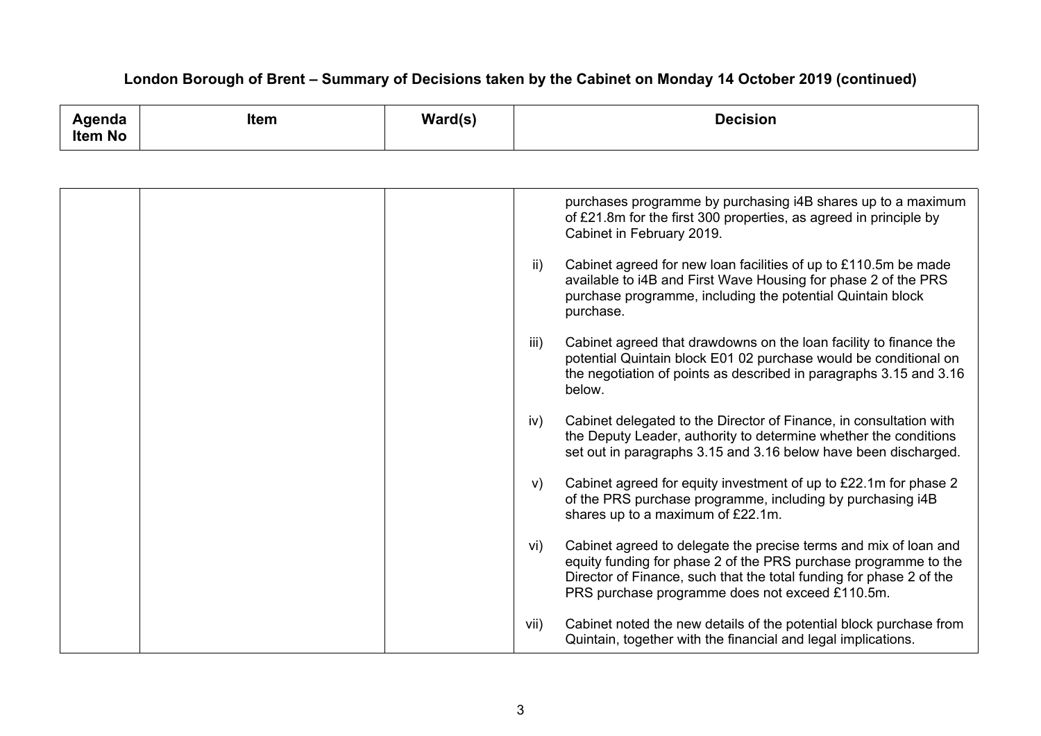## London Borough of Brent – Summary of Decisions taken by the Cabinet on Monday 14 October 2019 (continued)

| Agenda Item No | Item | Ward(s) | Decision |
|---|---|---|---|
| | | | purchases programme by purchasing i4B shares up to a maximum of £21.8m for the first 300 properties, as agreed in principle by Cabinet in February 2019.<br><br>ii) Cabinet agreed for new loan facilities of up to £110.5m be made available to i4B and First Wave Housing for phase 2 of the PRS purchase programme, including the potential Quintain block purchase.<br><br>iii) Cabinet agreed that drawdowns on the loan facility to finance the potential Quintain block E01 02 purchase would be conditional on the negotiation of points as described in paragraphs 3.15 and 3.16 below.<br><br>iv) Cabinet delegated to the Director of Finance, in consultation with the Deputy Leader, authority to determine whether the conditions set out in paragraphs 3.15 and 3.16 below have been discharged.<br><br>v) Cabinet agreed for equity investment of up to £22.1m for phase 2 of the PRS purchase programme, including by purchasing i4B shares up to a maximum of £22.1m.<br><br>vi) Cabinet agreed to delegate the precise terms and mix of loan and equity funding for phase 2 of the PRS purchase programme to the Director of Finance, such that the total funding for phase 2 of the PRS purchase programme does not exceed £110.5m.<br><br>vii) Cabinet noted the new details of the potential block purchase from Quintain, together with the financial and legal implications. |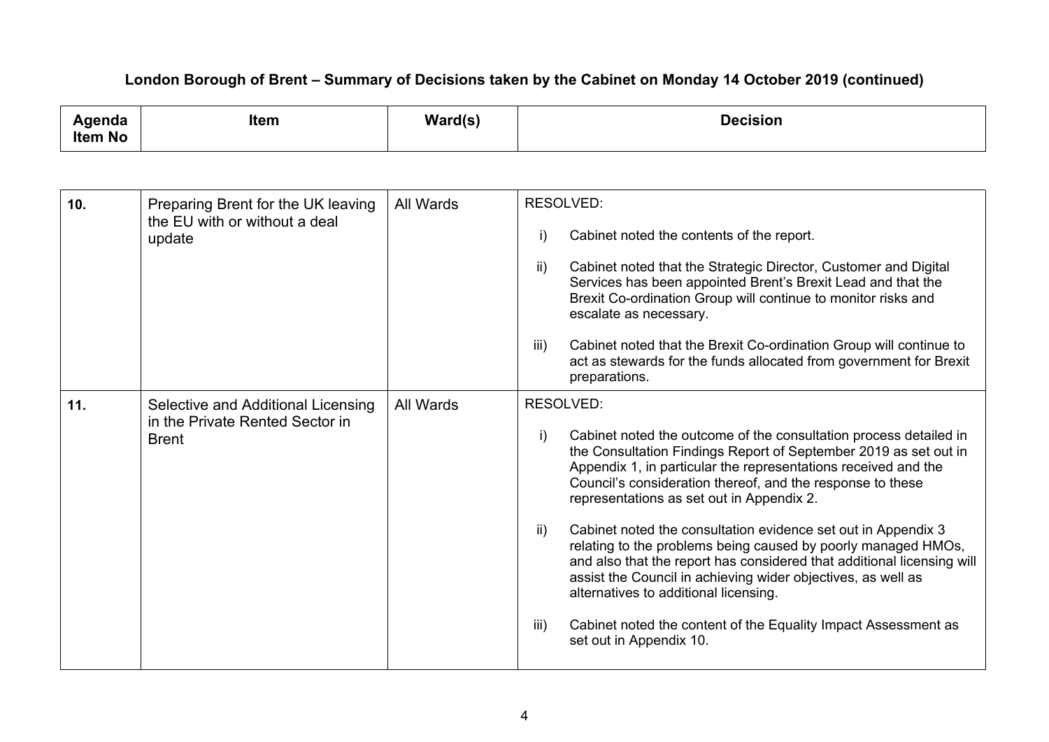# London Borough of Brent – Summary of Decisions taken by the Cabinet on Monday 14 October 2019 (continued)

| Agenda Item No | Item | Ward(s) | Decision |
|---|---|---|---|
| **10.** | Preparing Brent for the UK leaving the EU with or without a deal update | All Wards | RESOLVED:<br><br>i) Cabinet noted the contents of the report.<br><br>ii) Cabinet noted that the Strategic Director, Customer and Digital Services has been appointed Brent's Brexit Lead and that the Brexit Co-ordination Group will continue to monitor risks and escalate as necessary.<br><br>iii) Cabinet noted that the Brexit Co-ordination Group will continue to act as stewards for the funds allocated from government for Brexit preparations. |
| **11.** | Selective and Additional Licensing in the Private Rented Sector in Brent | All Wards | RESOLVED:<br><br>i) Cabinet noted the outcome of the consultation process detailed in the Consultation Findings Report of September 2019 as set out in Appendix 1, in particular the representations received and the Council's consideration thereof, and the response to these representations as set out in Appendix 2.<br><br>ii) Cabinet noted the consultation evidence set out in Appendix 3 relating to the problems being caused by poorly managed HMOs, and also that the report has considered that additional licensing will assist the Council in achieving wider objectives, as well as alternatives to additional licensing.<br><br>iii) Cabinet noted the content of the Equality Impact Assessment as set out in Appendix 10. |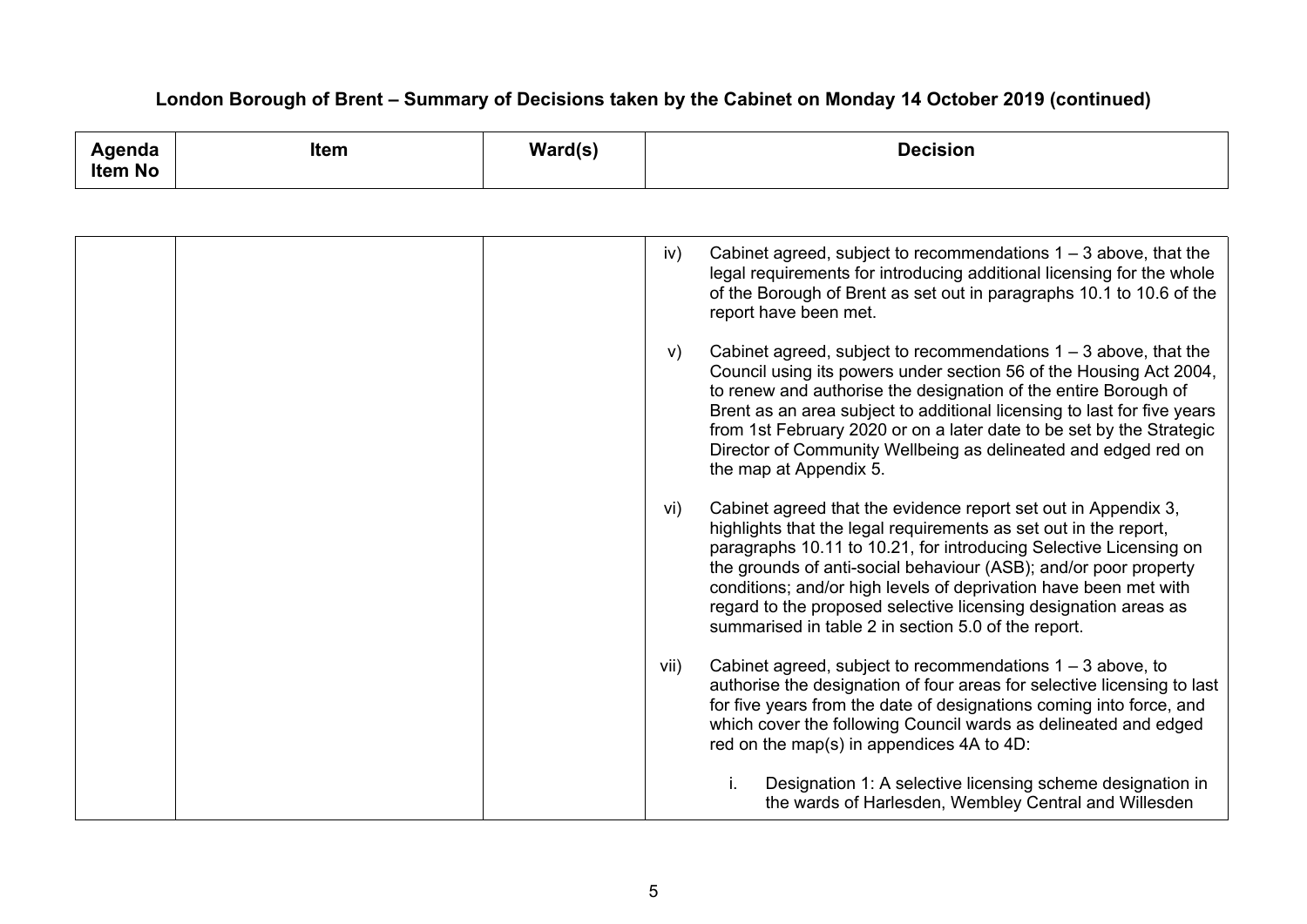## London Borough of Brent – Summary of Decisions taken by the Cabinet on Monday 14 October 2019 (continued)

| Agenda Item No | Item | Ward(s) | Decision |
|---|---|---|---|
| | | | iv) Cabinet agreed, subject to recommendations 1 – 3 above, that the legal requirements for introducing additional licensing for the whole of the Borough of Brent as set out in paragraphs 10.1 to 10.6 of the report have been met.<br><br>v) Cabinet agreed, subject to recommendations 1 – 3 above, that the Council using its powers under section 56 of the Housing Act 2004, to renew and authorise the designation of the entire Borough of Brent as an area subject to additional licensing to last for five years from 1st February 2020 or on a later date to be set by the Strategic Director of Community Wellbeing as delineated and edged red on the map at Appendix 5.<br><br>vi) Cabinet agreed that the evidence report set out in Appendix 3, highlights that the legal requirements as set out in the report, paragraphs 10.11 to 10.21, for introducing Selective Licensing on the grounds of anti-social behaviour (ASB); and/or poor property conditions; and/or high levels of deprivation have been met with regard to the proposed selective licensing designation areas as summarised in table 2 in section 5.0 of the report.<br><br>vii) Cabinet agreed, subject to recommendations 1 – 3 above, to authorise the designation of four areas for selective licensing to last for five years from the date of designations coming into force, and which cover the following Council wards as delineated and edged red on the map(s) in appendices 4A to 4D:<br><br>i. Designation 1: A selective licensing scheme designation in the wards of Harlesden, Wembley Central and Willesden |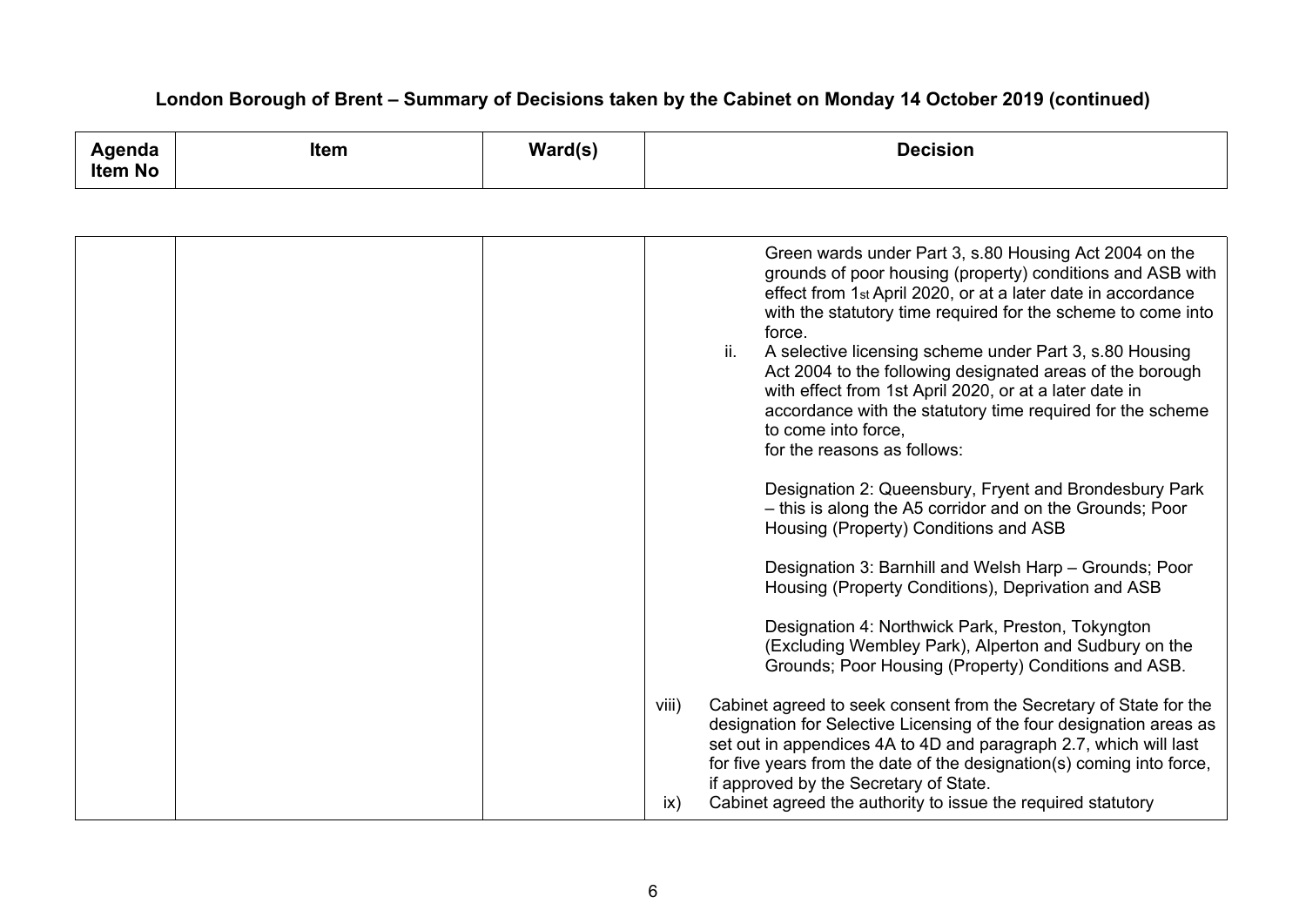**London Borough of Brent – Summary of Decisions taken by the Cabinet on Monday 14 October 2019 (continued)**

| Agenda Item No | Item | Ward(s) | Decision |
| --- | --- | --- | --- |
| | | | Green wards under Part 3, s.80 Housing Act 2004 on the grounds of poor housing (property) conditions and ASB with effect from 1st April 2020, or at a later date in accordance with the statutory time required for the scheme to come into force.<br>ii. A selective licensing scheme under Part 3, s.80 Housing Act 2004 to the following designated areas of the borough with effect from 1st April 2020, or at a later date in accordance with the statutory time required for the scheme to come into force,<br>for the reasons as follows:<br><br>Designation 2: Queensbury, Fryent and Brondesbury Park – this is along the A5 corridor and on the Grounds; Poor Housing (Property) Conditions and ASB<br><br>Designation 3: Barnhill and Welsh Harp – Grounds; Poor Housing (Property Conditions), Deprivation and ASB<br><br>Designation 4: Northwick Park, Preston, Tokyngton (Excluding Wembley Park), Alperton and Sudbury on the Grounds; Poor Housing (Property) Conditions and ASB.<br><br>viii) Cabinet agreed to seek consent from the Secretary of State for the designation for Selective Licensing of the four designation areas as set out in appendices 4A to 4D and paragraph 2.7, which will last for five years from the date of the designation(s) coming into force, if approved by the Secretary of State.<br>ix) Cabinet agreed the authority to issue the required statutory |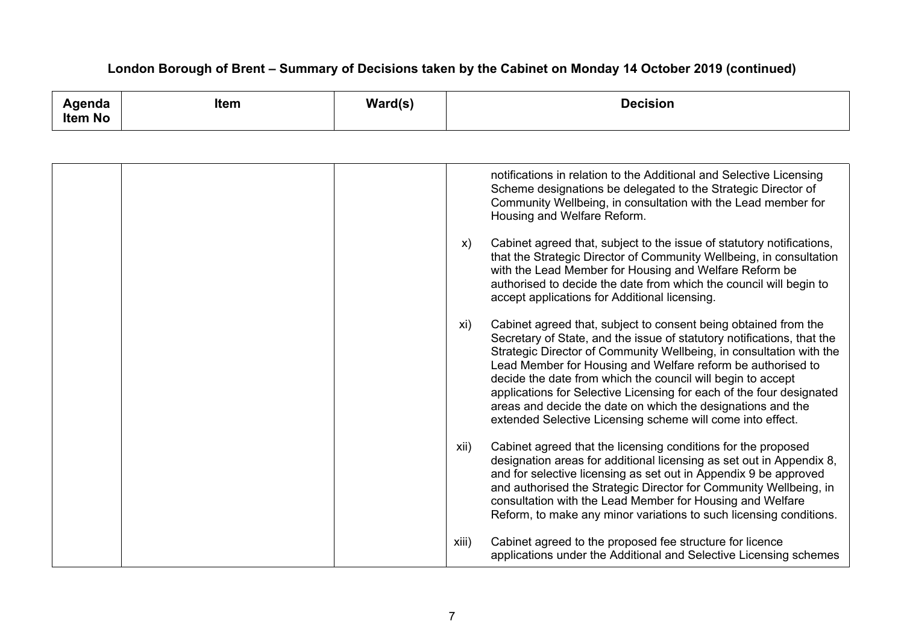## London Borough of Brent – Summary of Decisions taken by the Cabinet on Monday 14 October 2019 (continued)

| Agenda Item No | Item | Ward(s) | Decision |
|---|---|---|---|
| | | | notifications in relation to the Additional and Selective Licensing Scheme designations be delegated to the Strategic Director of Community Wellbeing, in consultation with the Lead member for Housing and Welfare Reform.<br><br>x) Cabinet agreed that, subject to the issue of statutory notifications, that the Strategic Director of Community Wellbeing, in consultation with the Lead Member for Housing and Welfare Reform be authorised to decide the date from which the council will begin to accept applications for Additional licensing.<br><br>xi) Cabinet agreed that, subject to consent being obtained from the Secretary of State, and the issue of statutory notifications, that the Strategic Director of Community Wellbeing, in consultation with the Lead Member for Housing and Welfare reform be authorised to decide the date from which the council will begin to accept applications for Selective Licensing for each of the four designated areas and decide the date on which the designations and the extended Selective Licensing scheme will come into effect.<br><br>xii) Cabinet agreed that the licensing conditions for the proposed designation areas for additional licensing as set out in Appendix 8, and for selective licensing as set out in Appendix 9 be approved and authorised the Strategic Director for Community Wellbeing, in consultation with the Lead Member for Housing and Welfare Reform, to make any minor variations to such licensing conditions.<br><br>xiii) Cabinet agreed to the proposed fee structure for licence applications under the Additional and Selective Licensing schemes |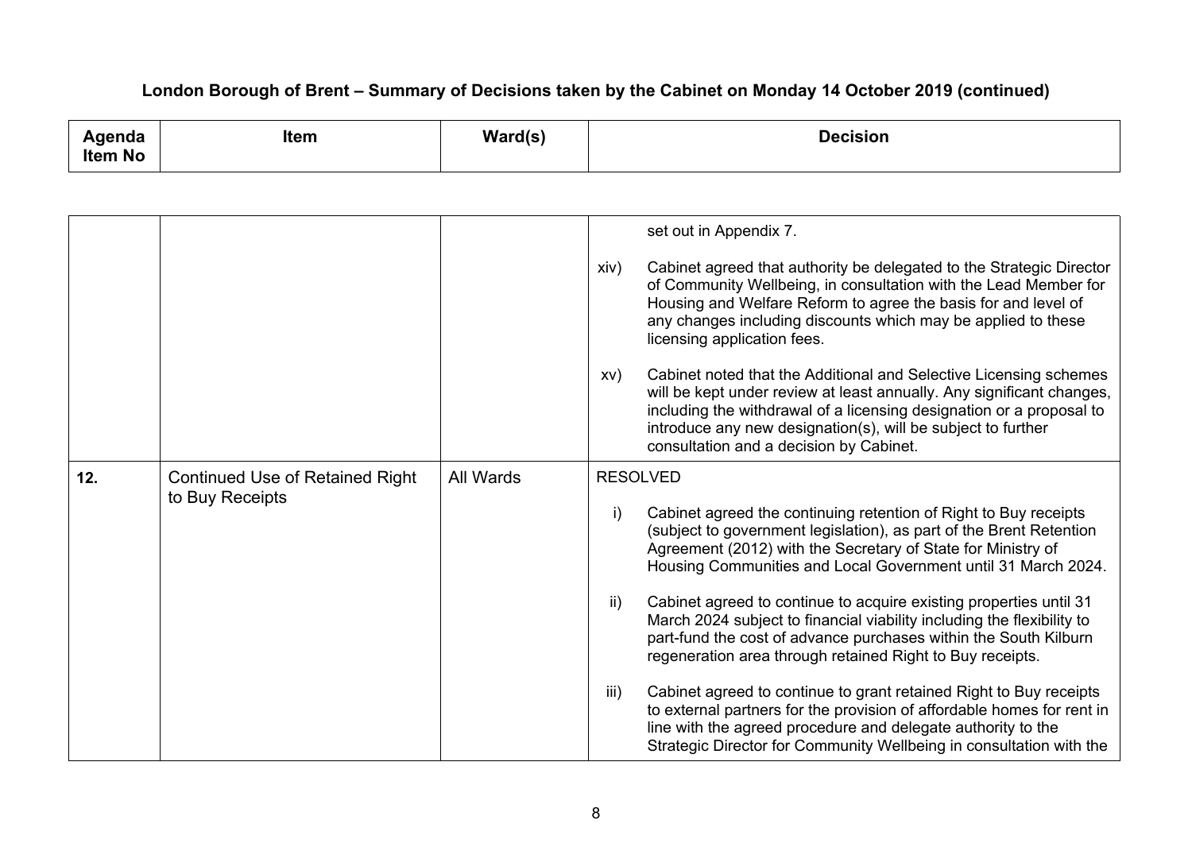| Agenda Item No | Item | Ward(s) | Decision |
| --- | --- | --- | --- |
| | | | set out in Appendix 7.<br><br>xiv) Cabinet agreed that authority be delegated to the Strategic Director of Community Wellbeing, in consultation with the Lead Member for Housing and Welfare Reform to agree the basis for and level of any changes including discounts which may be applied to these licensing application fees.<br><br>xv) Cabinet noted that the Additional and Selective Licensing schemes will be kept under review at least annually. Any significant changes, including the withdrawal of a licensing designation or a proposal to introduce any new designation(s), will be subject to further consultation and a decision by Cabinet. |
| **12.** | Continued Use of Retained Right to Buy Receipts | All Wards | RESOLVED<br><br>i) Cabinet agreed the continuing retention of Right to Buy receipts (subject to government legislation), as part of the Brent Retention Agreement (2012) with the Secretary of State for Ministry of Housing Communities and Local Government until 31 March 2024.<br><br>ii) Cabinet agreed to continue to acquire existing properties until 31 March 2024 subject to financial viability including the flexibility to part-fund the cost of advance purchases within the South Kilburn regeneration area through retained Right to Buy receipts.<br><br>iii) Cabinet agreed to continue to grant retained Right to Buy receipts to external partners for the provision of affordable homes for rent in line with the agreed procedure and delegate authority to the Strategic Director for Community Wellbeing in consultation with the |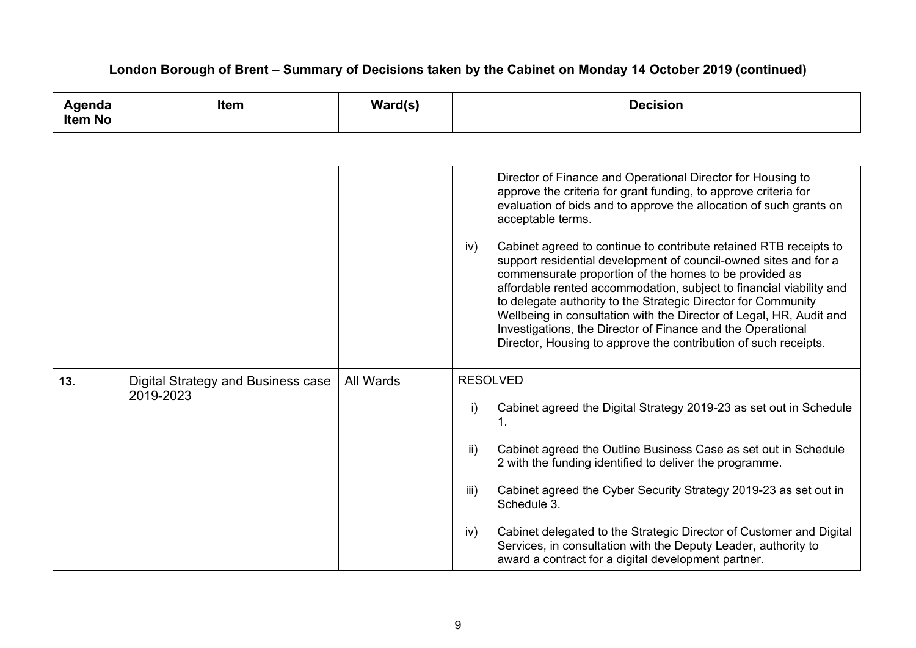## London Borough of Brent – Summary of Decisions taken by the Cabinet on Monday 14 October 2019 (continued)

| Agenda Item No | Item | Ward(s) | Decision |
| --- | --- | --- | --- |
| | | | Director of Finance and Operational Director for Housing to approve the criteria for grant funding, to approve criteria for evaluation of bids and to approve the allocation of such grants on acceptable terms.<br><br>iv) Cabinet agreed to continue to contribute retained RTB receipts to support residential development of council-owned sites and for a commensurate proportion of the homes to be provided as affordable rented accommodation, subject to financial viability and to delegate authority to the Strategic Director for Community Wellbeing in consultation with the Director of Legal, HR, Audit and Investigations, the Director of Finance and the Operational Director, Housing to approve the contribution of such receipts. |
| 13. | Digital Strategy and Business case 2019-2023 | All Wards | RESOLVED<br><br>i) Cabinet agreed the Digital Strategy 2019-23 as set out in Schedule 1.<br><br>ii) Cabinet agreed the Outline Business Case as set out in Schedule 2 with the funding identified to deliver the programme.<br><br>iii) Cabinet agreed the Cyber Security Strategy 2019-23 as set out in Schedule 3.<br><br>iv) Cabinet delegated to the Strategic Director of Customer and Digital Services, in consultation with the Deputy Leader, authority to award a contract for a digital development partner. |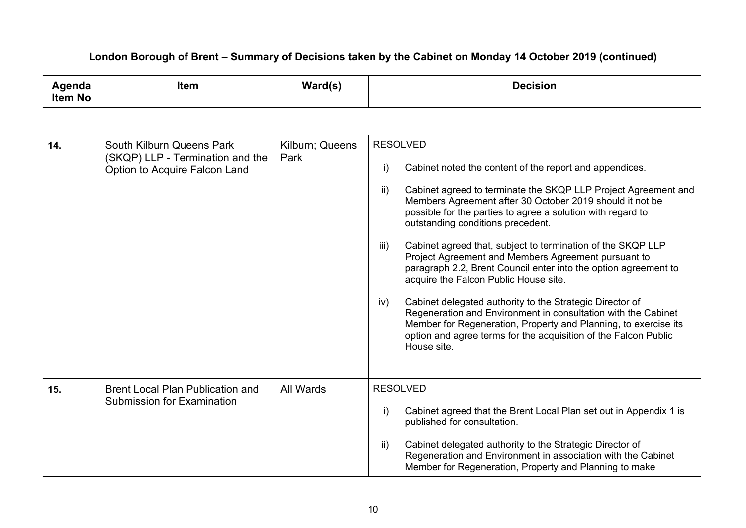**London Borough of Brent – Summary of Decisions taken by the Cabinet on Monday 14 October 2019 (continued)**

| Agenda Item No | Item | Ward(s) | Decision |
|---|---|---|---|
| **14.** | South Kilburn Queens Park (SKQP) LLP - Termination and the Option to Acquire Falcon Land | Kilburn; Queens Park | RESOLVED<br><br>i) Cabinet noted the content of the report and appendices.<br><br>ii) Cabinet agreed to terminate the SKQP LLP Project Agreement and Members Agreement after 30 October 2019 should it not be possible for the parties to agree a solution with regard to outstanding conditions precedent.<br><br>iii) Cabinet agreed that, subject to termination of the SKQP LLP Project Agreement and Members Agreement pursuant to paragraph 2.2, Brent Council enter into the option agreement to acquire the Falcon Public House site.<br><br>iv) Cabinet delegated authority to the Strategic Director of Regeneration and Environment in consultation with the Cabinet Member for Regeneration, Property and Planning, to exercise its option and agree terms for the acquisition of the Falcon Public House site. |
| **15.** | Brent Local Plan Publication and Submission for Examination | All Wards | RESOLVED<br><br>i) Cabinet agreed that the Brent Local Plan set out in Appendix 1 is published for consultation.<br><br>ii) Cabinet delegated authority to the Strategic Director of Regeneration and Environment in association with the Cabinet Member for Regeneration, Property and Planning to make |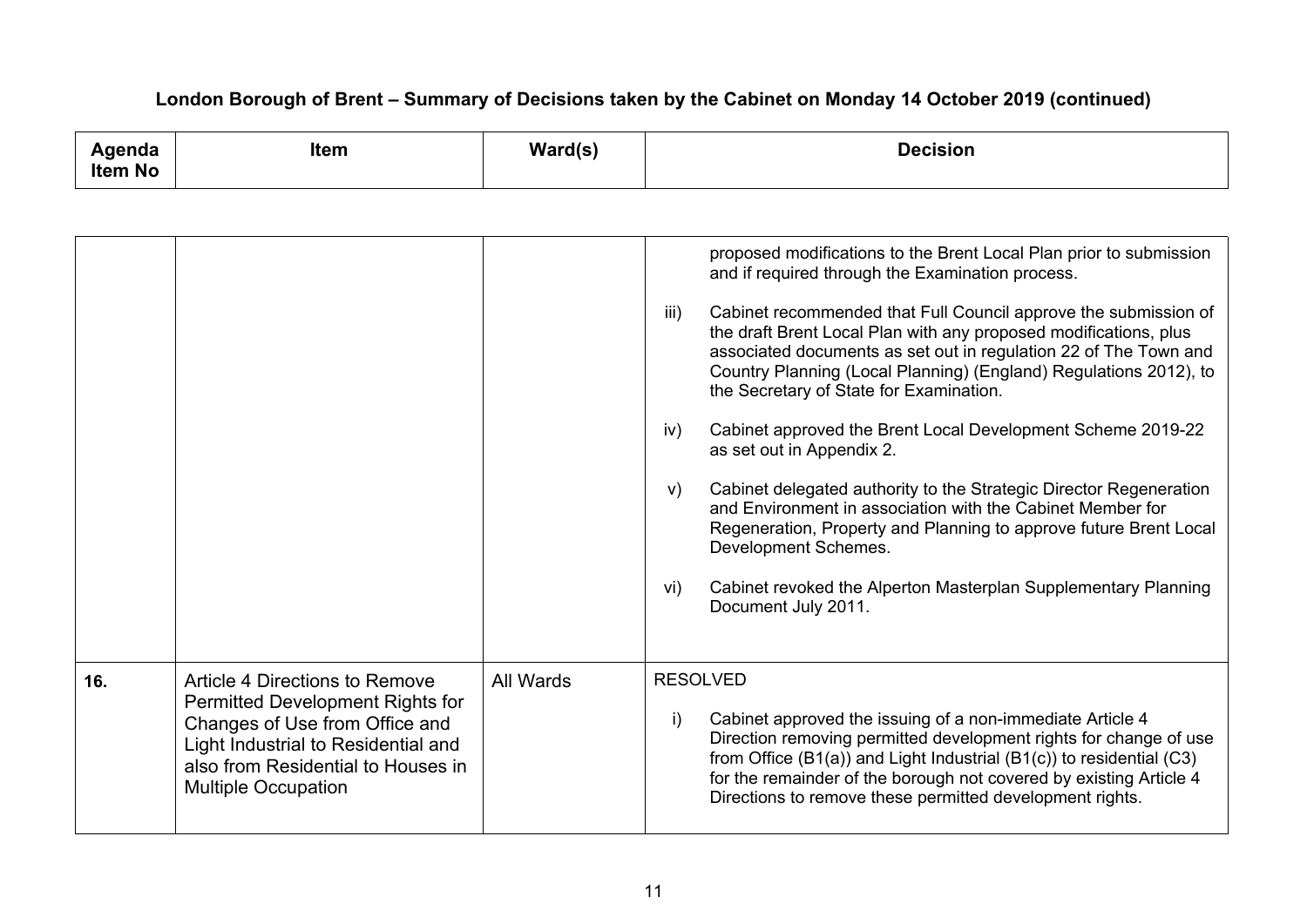**London Borough of Brent – Summary of Decisions taken by the Cabinet on Monday 14 October 2019 (continued)**

| Agenda Item No | Item | Ward(s) | Decision |
| --- | --- | --- | --- |
| | | | proposed modifications to the Brent Local Plan prior to submission and if required through the Examination process.<br><br>iii) Cabinet recommended that Full Council approve the submission of the draft Brent Local Plan with any proposed modifications, plus associated documents as set out in regulation 22 of The Town and Country Planning (Local Planning) (England) Regulations 2012), to the Secretary of State for Examination.<br><br>iv) Cabinet approved the Brent Local Development Scheme 2019-22 as set out in Appendix 2.<br><br>v) Cabinet delegated authority to the Strategic Director Regeneration and Environment in association with the Cabinet Member for Regeneration, Property and Planning to approve future Brent Local Development Schemes.<br><br>vi) Cabinet revoked the Alperton Masterplan Supplementary Planning Document July 2011. |
| **16.** | Article 4 Directions to Remove Permitted Development Rights for Changes of Use from Office and Light Industrial to Residential and also from Residential to Houses in Multiple Occupation | All Wards | RESOLVED<br><br>i) Cabinet approved the issuing of a non-immediate Article 4 Direction removing permitted development rights for change of use from Office (B1(a)) and Light Industrial (B1(c)) to residential (C3) for the remainder of the borough not covered by existing Article 4 Directions to remove these permitted development rights. |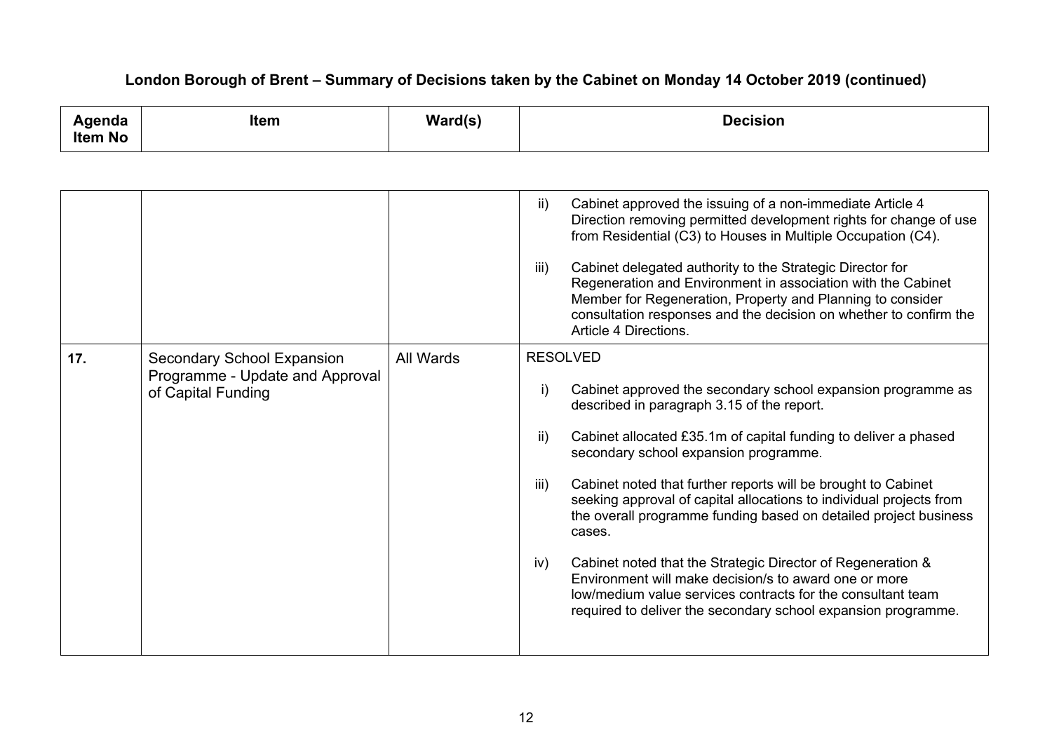## London Borough of Brent – Summary of Decisions taken by the Cabinet on Monday 14 October 2019 (continued)

| Agenda Item No | Item | Ward(s) | Decision |
|---|---|---|---|
| | | | ii) Cabinet approved the issuing of a non-immediate Article 4 Direction removing permitted development rights for change of use from Residential (C3) to Houses in Multiple Occupation (C4).<br><br>iii) Cabinet delegated authority to the Strategic Director for Regeneration and Environment in association with the Cabinet Member for Regeneration, Property and Planning to consider consultation responses and the decision on whether to confirm the Article 4 Directions. |
| 17. | Secondary School Expansion Programme - Update and Approval of Capital Funding | All Wards | RESOLVED<br><br>i) Cabinet approved the secondary school expansion programme as described in paragraph 3.15 of the report.<br><br>ii) Cabinet allocated £35.1m of capital funding to deliver a phased secondary school expansion programme.<br><br>iii) Cabinet noted that further reports will be brought to Cabinet seeking approval of capital allocations to individual projects from the overall programme funding based on detailed project business cases.<br><br>iv) Cabinet noted that the Strategic Director of Regeneration & Environment will make decision/s to award one or more low/medium value services contracts for the consultant team required to deliver the secondary school expansion programme. |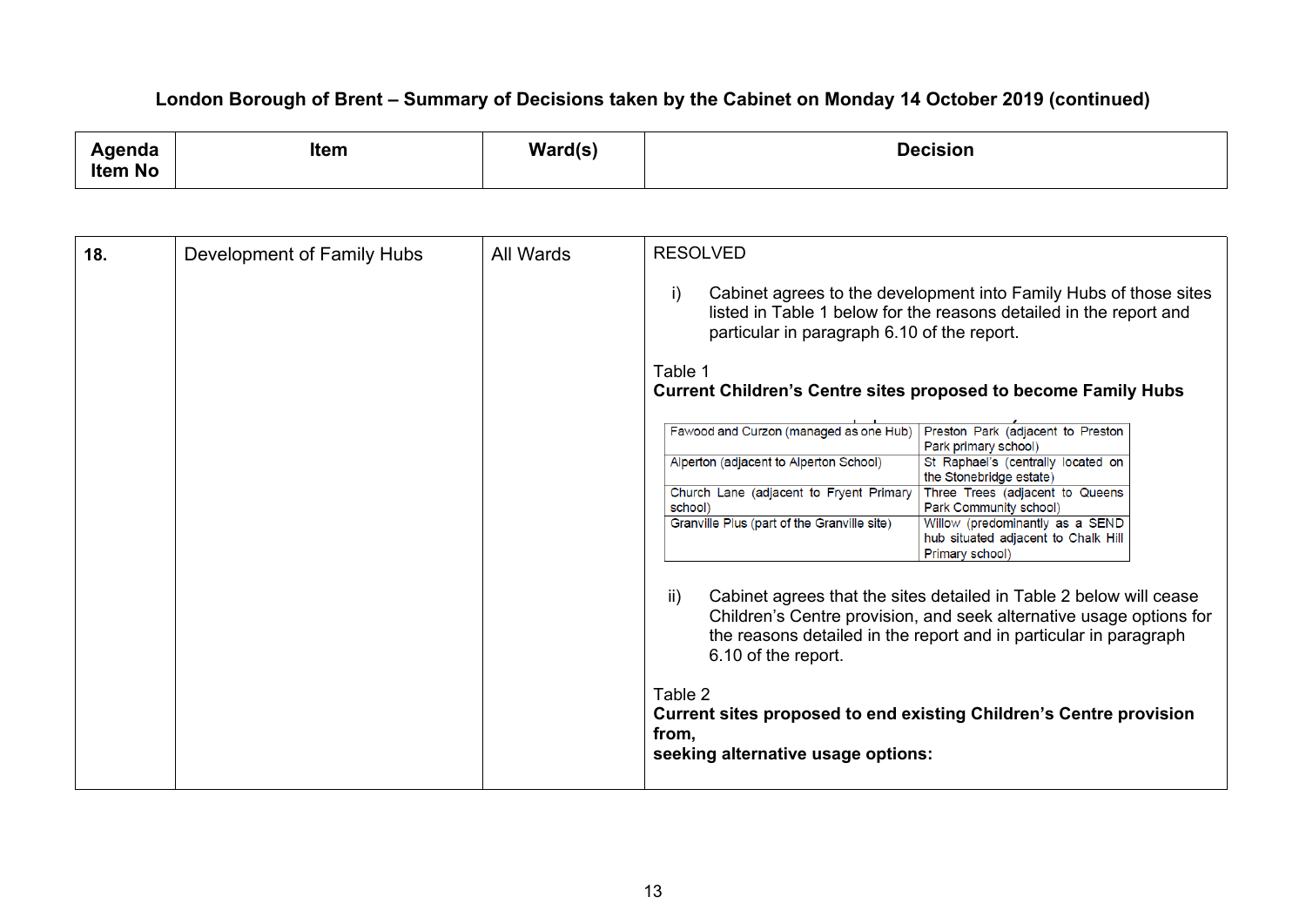## London Borough of Brent – Summary of Decisions taken by the Cabinet on Monday 14 October 2019 (continued)

| Agenda Item No | Item | Ward(s) | Decision |
|---|---|---|---|
| **18.** | Development of Family Hubs | All Wards | RESOLVED |

i) Cabinet agrees to the development into Family Hubs of those sites listed in Table 1 below for the reasons detailed in the report and particular in paragraph 6.10 of the report.

Table 1
**Current Children's Centre sites proposed to become Family Hubs**

| | |
|---|---|
| Fawood and Curzon (managed as one Hub) | Preston Park (adjacent to Preston Park primary school) |
| Alperton (adjacent to Alperton School) | St Raphael's (centrally located on the Stonebridge estate) |
| Church Lane (adjacent to Fryent Primary school) | Three Trees (adjacent to Queens Park Community school) |
| Granville Plus (part of the Granville site) | Willow (predominantly as a SEND hub situated adjacent to Chalk Hill Primary school) |

ii) Cabinet agrees that the sites detailed in Table 2 below will cease Children's Centre provision, and seek alternative usage options for the reasons detailed in the report and in particular in paragraph 6.10 of the report.

Table 2
**Current sites proposed to end existing Children's Centre provision from,**
**seeking alternative usage options:**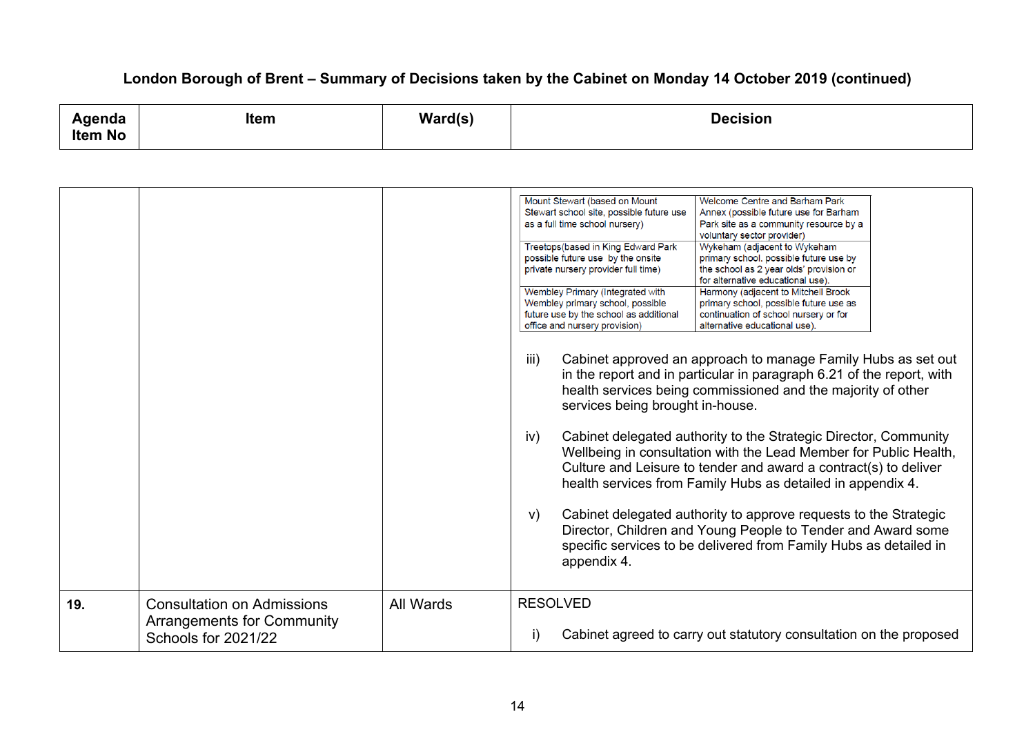**London Borough of Brent – Summary of Decisions taken by the Cabinet on Monday 14 October 2019 (continued)**

| Agenda Item No | Item | Ward(s) | Decision |
|---|---|---|---|
| | | | <table><tr><td>Mount Stewart (based on Mount Stewart school site, possible future use as a full time school nursery)</td><td>Welcome Centre and Barham Park Annex (possible future use for Barham Park site as a community resource by a voluntary sector provider)</td></tr><tr><td>Treetops(based in King Edward Park possible future use by the onsite private nursery provider full time)</td><td>Wykeham (adjacent to Wykeham primary school, possible future use by the school as 2 year olds' provision or for alternative educational use).</td></tr><tr><td>Wembley Primary (Integrated with Wembley primary school, possible future use by the school as additional office and nursery provision)</td><td>Harmony (adjacent to Mitchell Brook primary school, possible future use as continuation of school nursery or for alternative educational use).</td></tr></table><br><br>iii) Cabinet approved an approach to manage Family Hubs as set out in the report and in particular in paragraph 6.21 of the report, with health services being commissioned and the majority of other services being brought in-house.<br><br>iv) Cabinet delegated authority to the Strategic Director, Community Wellbeing in consultation with the Lead Member for Public Health, Culture and Leisure to tender and award a contract(s) to deliver health services from Family Hubs as detailed in appendix 4.<br><br>v) Cabinet delegated authority to approve requests to the Strategic Director, Children and Young People to Tender and Award some specific services to be delivered from Family Hubs as detailed in appendix 4. |
| **19.** | Consultation on Admissions Arrangements for Community Schools for 2021/22 | All Wards | RESOLVED<br><br>i) Cabinet agreed to carry out statutory consultation on the proposed |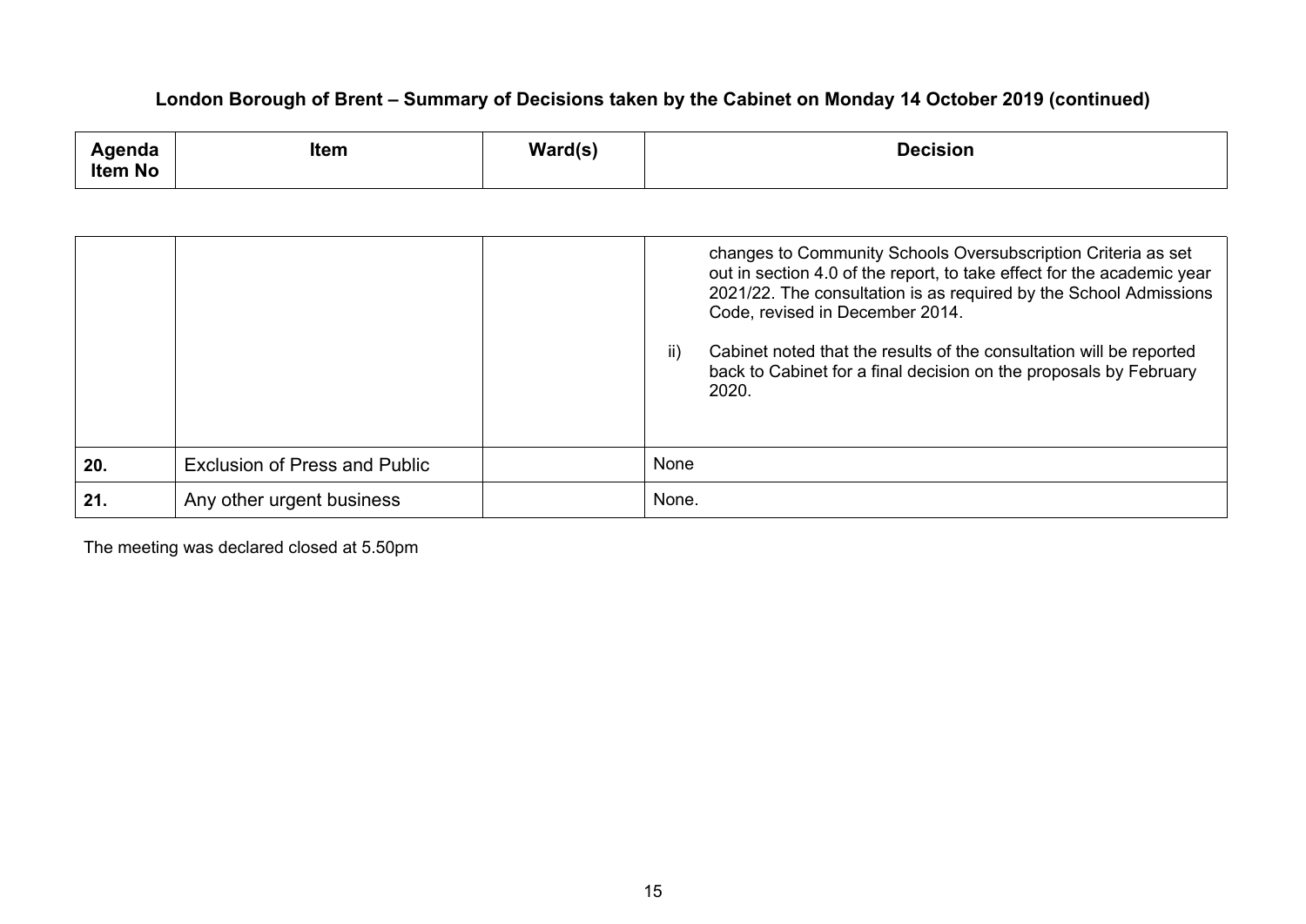**London Borough of Brent – Summary of Decisions taken by the Cabinet on Monday 14 October 2019 (continued)**

| Agenda Item No | Item | Ward(s) | Decision |
|---|---|---|---|
| | | | changes to Community Schools Oversubscription Criteria as set out in section 4.0 of the report, to take effect for the academic year 2021/22. The consultation is as required by the School Admissions Code, revised in December 2014.<br><br>ii) Cabinet noted that the results of the consultation will be reported back to Cabinet for a final decision on the proposals by February 2020. |
| **20.** | Exclusion of Press and Public | | None |
| **21.** | Any other urgent business | | None. |

The meeting was declared closed at 5.50pm